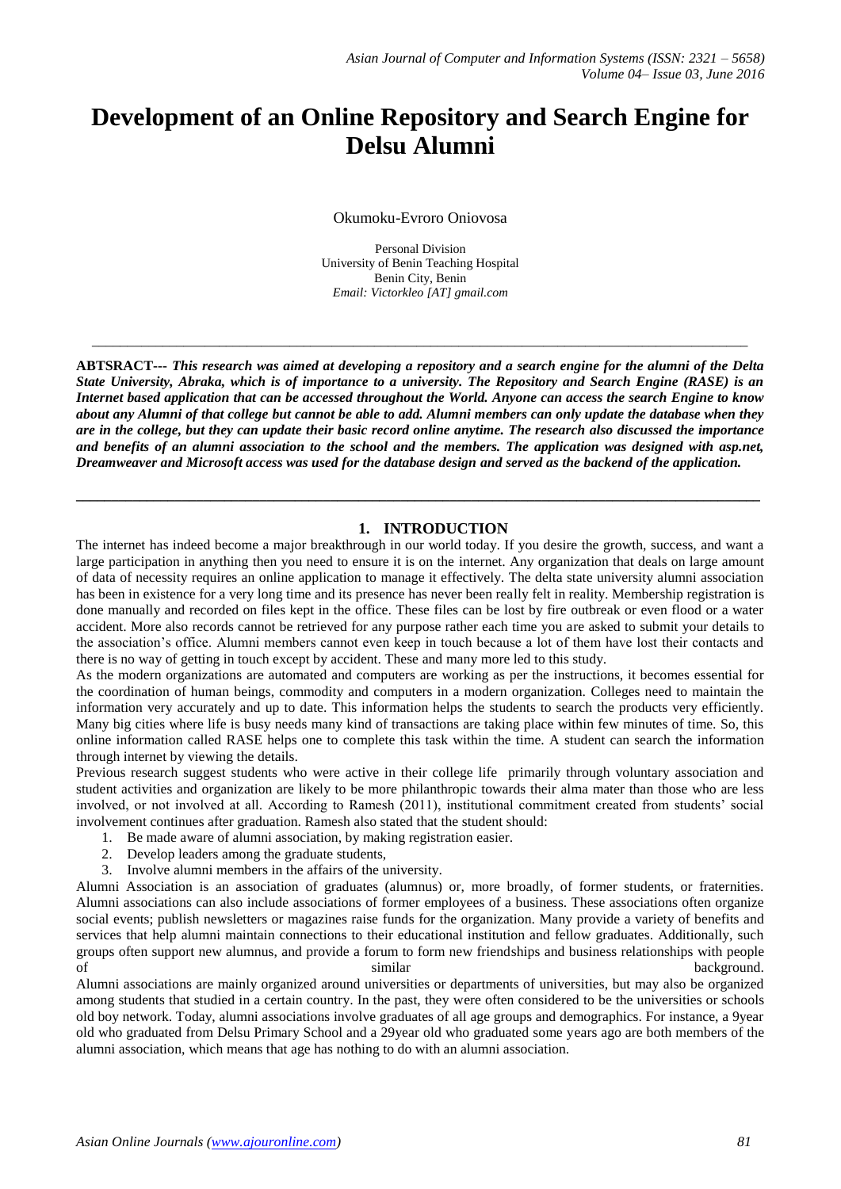# Development of an Online Repository and Search Engine for Delsu Alumni

Okumoku-Evroro Oniovosa

Personal Division
University of Benin Teaching Hospital
Benin City, Benin
*Email: Victorkleo [AT] gmail.com*

---

**ABTSRACT---** ***This research was aimed at developing a repository and a search engine for the alumni of the Delta State University, Abraka, which is of importance to a university. The Repository and Search Engine (RASE) is an Internet based application that can be accessed throughout the World. Anyone can access the search Engine to know about any Alumni of that college but cannot be able to add. Alumni members can only update the database when they are in the college, but they can update their basic record online anytime. The research also discussed the importance and benefits of an alumni association to the school and the members. The application was designed with asp.net, Dreamweaver and Microsoft access was used for the database design and served as the backend of the application.***

---

## 1. INTRODUCTION

The internet has indeed become a major breakthrough in our world today. If you desire the growth, success, and want a large participation in anything then you need to ensure it is on the internet. Any organization that deals on large amount of data of necessity requires an online application to manage it effectively. The delta state university alumni association has been in existence for a very long time and its presence has never been really felt in reality. Membership registration is done manually and recorded on files kept in the office. These files can be lost by fire outbreak or even flood or a water accident. More also records cannot be retrieved for any purpose rather each time you are asked to submit your details to the association's office. Alumni members cannot even keep in touch because a lot of them have lost their contacts and there is no way of getting in touch except by accident. These and many more led to this study.

As the modern organizations are automated and computers are working as per the instructions, it becomes essential for the coordination of human beings, commodity and computers in a modern organization. Colleges need to maintain the information very accurately and up to date. This information helps the students to search the products very efficiently. Many big cities where life is busy needs many kind of transactions are taking place within few minutes of time. So, this online information called RASE helps one to complete this task within the time. A student can search the information through internet by viewing the details.

Previous research suggest students who were active in their college life primarily through voluntary association and student activities and organization are likely to be more philanthropic towards their alma mater than those who are less involved, or not involved at all. According to Ramesh (2011), institutional commitment created from students' social involvement continues after graduation. Ramesh also stated that the student should:

1. Be made aware of alumni association, by making registration easier.
2. Develop leaders among the graduate students,
3. Involve alumni members in the affairs of the university.

Alumni Association is an association of graduates (alumnus) or, more broadly, of former students, or fraternities. Alumni associations can also include associations of former employees of a business. These associations often organize social events; publish newsletters or magazines raise funds for the organization. Many provide a variety of benefits and services that help alumni maintain connections to their educational institution and fellow graduates. Additionally, such groups often support new alumnus, and provide a forum to form new friendships and business relationships with people of similar background.

Alumni associations are mainly organized around universities or departments of universities, but may also be organized among students that studied in a certain country. In the past, they were often considered to be the universities or schools old boy network. Today, alumni associations involve graduates of all age groups and demographics. For instance, a 9year old who graduated from Delsu Primary School and a 29year old who graduated some years ago are both members of the alumni association, which means that age has nothing to do with an alumni association.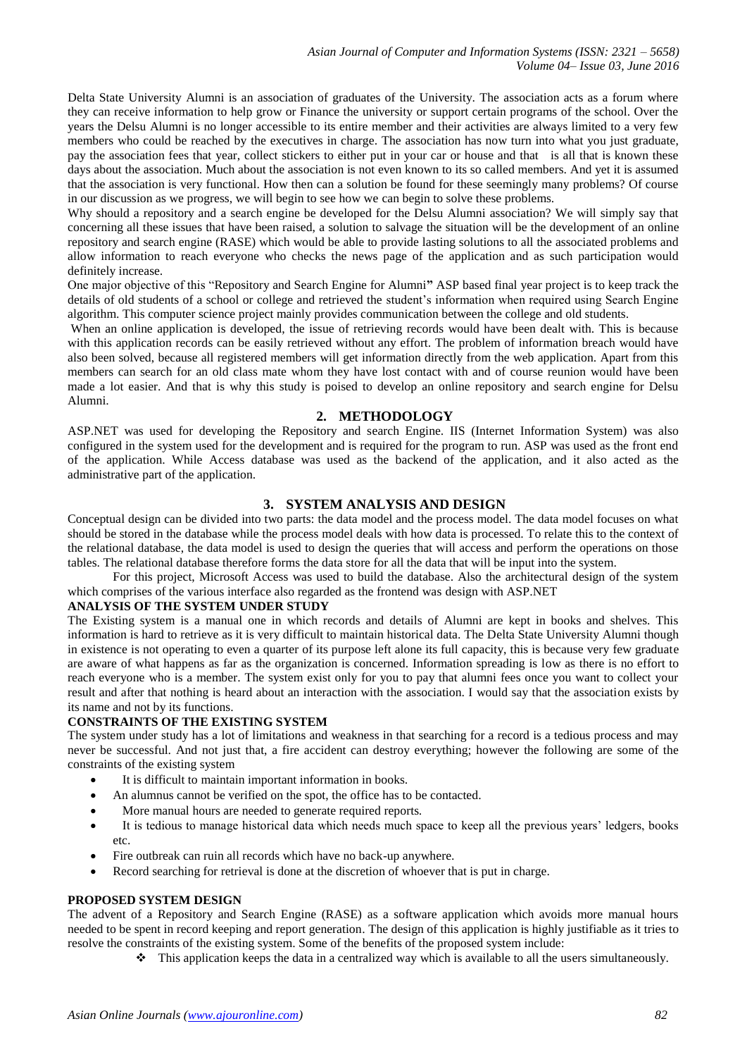Delta State University Alumni is an association of graduates of the University. The association acts as a forum where they can receive information to help grow or Finance the university or support certain programs of the school. Over the years the Delsu Alumni is no longer accessible to its entire member and their activities are always limited to a very few members who could be reached by the executives in charge. The association has now turn into what you just graduate, pay the association fees that year, collect stickers to either put in your car or house and that is all that is known these days about the association. Much about the association is not even known to its so called members. And yet it is assumed that the association is very functional. How then can a solution be found for these seemingly many problems? Of course in our discussion as we progress, we will begin to see how we can begin to solve these problems.

Why should a repository and a search engine be developed for the Delsu Alumni association? We will simply say that concerning all these issues that have been raised, a solution to salvage the situation will be the development of an online repository and search engine (RASE) which would be able to provide lasting solutions to all the associated problems and allow information to reach everyone who checks the news page of the application and as such participation would definitely increase.

One major objective of this "Repository and Search Engine for Alumni**"** ASP based final year project is to keep track the details of old students of a school or college and retrieved the student's information when required using Search Engine algorithm. This computer science project mainly provides communication between the college and old students.

When an online application is developed, the issue of retrieving records would have been dealt with. This is because with this application records can be easily retrieved without any effort. The problem of information breach would have also been solved, because all registered members will get information directly from the web application. Apart from this members can search for an old class mate whom they have lost contact with and of course reunion would have been made a lot easier. And that is why this study is poised to develop an online repository and search engine for Delsu Alumni.

## 2. METHODOLOGY

ASP.NET was used for developing the Repository and search Engine. IIS (Internet Information System) was also configured in the system used for the development and is required for the program to run. ASP was used as the front end of the application. While Access database was used as the backend of the application, and it also acted as the administrative part of the application.

## 3. SYSTEM ANALYSIS AND DESIGN

Conceptual design can be divided into two parts: the data model and the process model. The data model focuses on what should be stored in the database while the process model deals with how data is processed. To relate this to the context of the relational database, the data model is used to design the queries that will access and perform the operations on those tables. The relational database therefore forms the data store for all the data that will be input into the system.

For this project, Microsoft Access was used to build the database. Also the architectural design of the system which comprises of the various interface also regarded as the frontend was design with ASP.NET

### ANALYSIS OF THE SYSTEM UNDER STUDY

The Existing system is a manual one in which records and details of Alumni are kept in books and shelves. This information is hard to retrieve as it is very difficult to maintain historical data. The Delta State University Alumni though in existence is not operating to even a quarter of its purpose left alone its full capacity, this is because very few graduate are aware of what happens as far as the organization is concerned. Information spreading is low as there is no effort to reach everyone who is a member. The system exist only for you to pay that alumni fees once you want to collect your result and after that nothing is heard about an interaction with the association. I would say that the association exists by its name and not by its functions.

### CONSTRAINTS OF THE EXISTING SYSTEM

The system under study has a lot of limitations and weakness in that searching for a record is a tedious process and may never be successful. And not just that, a fire accident can destroy everything; however the following are some of the constraints of the existing system

- It is difficult to maintain important information in books.
- An alumnus cannot be verified on the spot, the office has to be contacted.
- More manual hours are needed to generate required reports.
- It is tedious to manage historical data which needs much space to keep all the previous years' ledgers, books etc.
- Fire outbreak can ruin all records which have no back-up anywhere.
- Record searching for retrieval is done at the discretion of whoever that is put in charge.

### PROPOSED SYSTEM DESIGN

The advent of a Repository and Search Engine (RASE) as a software application which avoids more manual hours needed to be spent in record keeping and report generation. The design of this application is highly justifiable as it tries to resolve the constraints of the existing system. Some of the benefits of the proposed system include:

- This application keeps the data in a centralized way which is available to all the users simultaneously.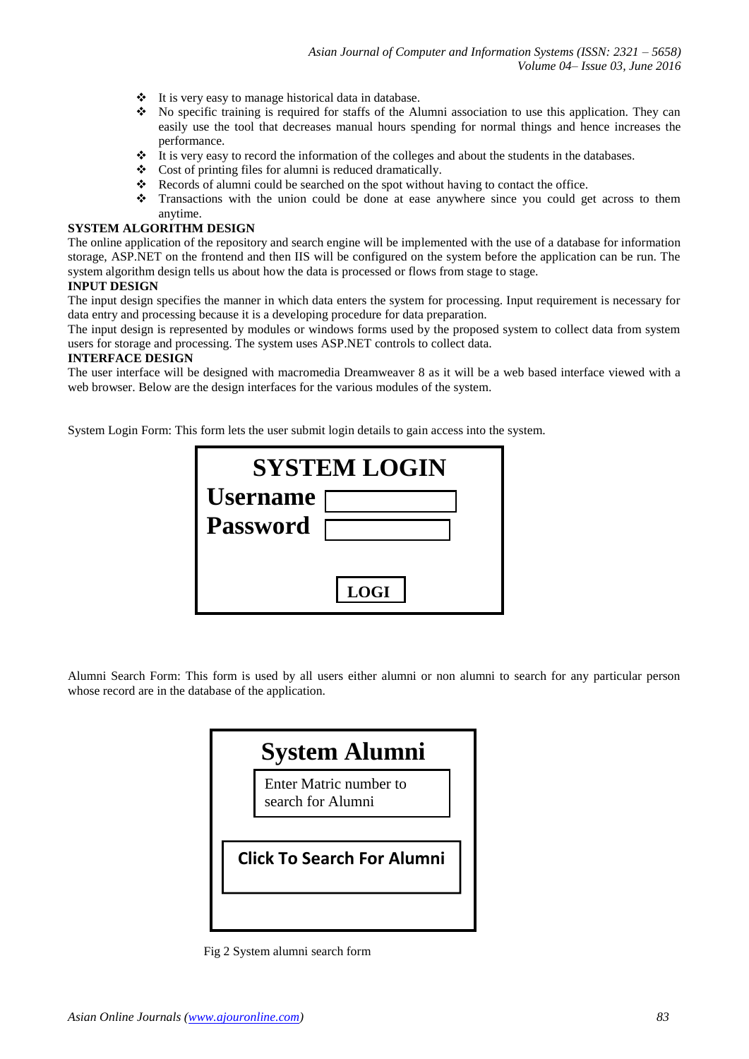- It is very easy to manage historical data in database.
- No specific training is required for staffs of the Alumni association to use this application. They can easily use the tool that decreases manual hours spending for normal things and hence increases the performance.
- It is very easy to record the information of the colleges and about the students in the databases.
- Cost of printing files for alumni is reduced dramatically.
- Records of alumni could be searched on the spot without having to contact the office.
- Transactions with the union could be done at ease anywhere since you could get across to them anytime.

**SYSTEM ALGORITHM DESIGN**

The online application of the repository and search engine will be implemented with the use of a database for information storage, ASP.NET on the frontend and then IIS will be configured on the system before the application can be run. The system algorithm design tells us about how the data is processed or flows from stage to stage.

**INPUT DESIGN**

The input design specifies the manner in which data enters the system for processing. Input requirement is necessary for data entry and processing because it is a developing procedure for data preparation.

The input design is represented by modules or windows forms used by the proposed system to collect data from system users for storage and processing. The system uses ASP.NET controls to collect data.

**INTERFACE DESIGN**

The user interface will be designed with macromedia Dreamweaver 8 as it will be a web based interface viewed with a web browser. Below are the design interfaces for the various modules of the system.

System Login Form: This form lets the user submit login details to gain access into the system.

**SYSTEM LOGIN**

**Username** [ ]

**Password** [ ]

[ **LOGI** ]

Alumni Search Form: This form is used by all users either alumni or non alumni to search for any particular person whose record are in the database of the application.

**System Alumni**

[ Enter Matric number to search for Alumni ]

[ **Click To Search For Alumni** ]

Fig 2 System alumni search form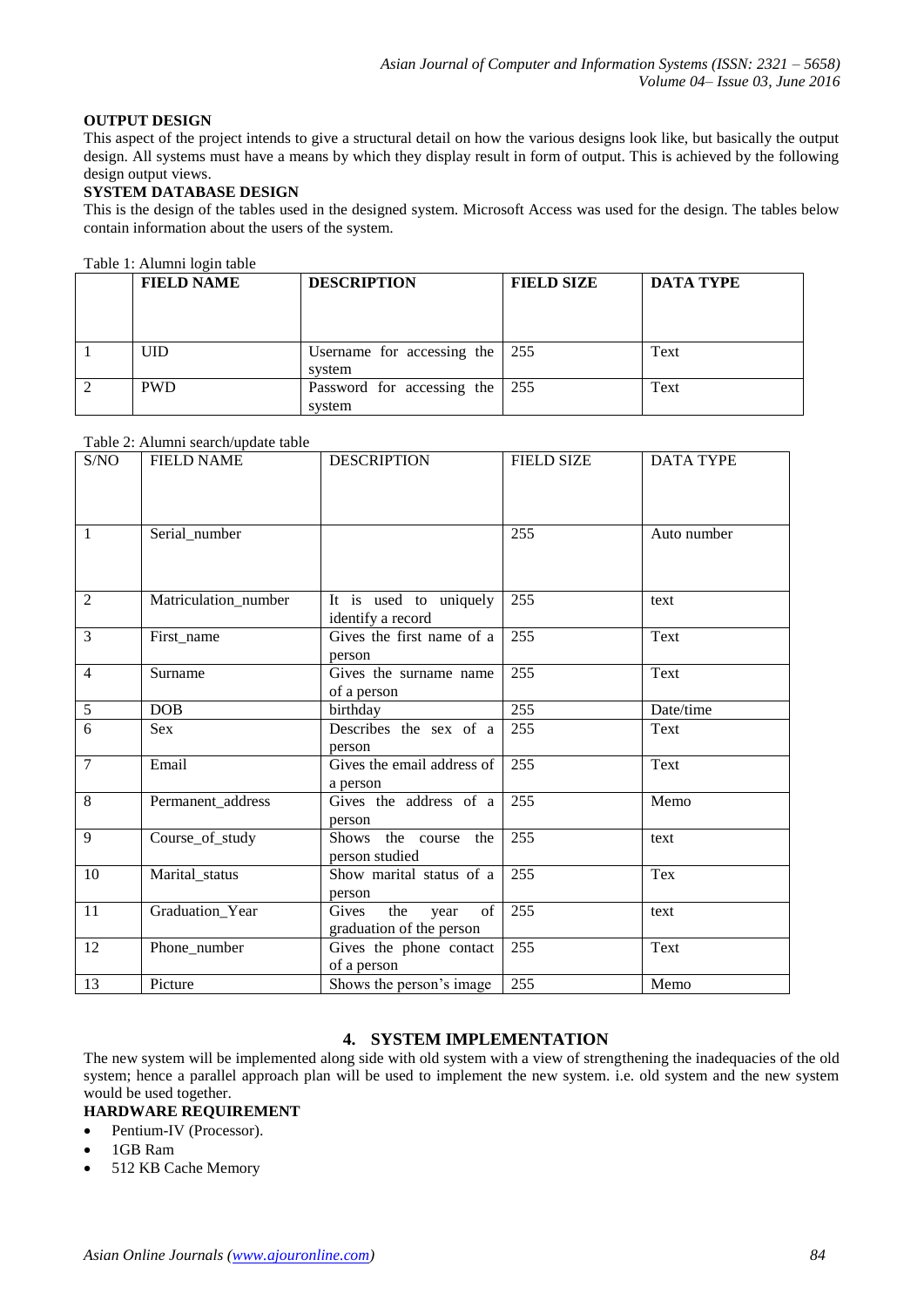**OUTPUT DESIGN**

This aspect of the project intends to give a structural detail on how the various designs look like, but basically the output design. All systems must have a means by which they display result in form of output. This is achieved by the following design output views.

**SYSTEM DATABASE DESIGN**

This is the design of the tables used in the designed system. Microsoft Access was used for the design. The tables below contain information about the users of the system.

Table 1: Alumni login table

| | FIELD NAME | DESCRIPTION | FIELD SIZE | DATA TYPE |
|---|---|---|---|---|
| 1 | UID | Username for accessing the system | 255 | Text |
| 2 | PWD | Password for accessing the system | 255 | Text |

Table 2: Alumni search/update table

| S/NO | FIELD NAME | DESCRIPTION | FIELD SIZE | DATA TYPE |
|---|---|---|---|---|
| 1 | Serial_number | | 255 | Auto number |
| 2 | Matriculation_number | It is used to uniquely identify a record | 255 | text |
| 3 | First_name | Gives the first name of a person | 255 | Text |
| 4 | Surname | Gives the surname name of a person | 255 | Text |
| 5 | DOB | birthday | 255 | Date/time |
| 6 | Sex | Describes the sex of a person | 255 | Text |
| 7 | Email | Gives the email address of a person | 255 | Text |
| 8 | Permanent_address | Gives the address of a person | 255 | Memo |
| 9 | Course_of_study | Shows the course the person studied | 255 | text |
| 10 | Marital_status | Show marital status of a person | 255 | Tex |
| 11 | Graduation_Year | Gives the year of graduation of the person | 255 | text |
| 12 | Phone_number | Gives the phone contact of a person | 255 | Text |
| 13 | Picture | Shows the person's image | 255 | Memo |

## 4. SYSTEM IMPLEMENTATION

The new system will be implemented along side with old system with a view of strengthening the inadequacies of the old system; hence a parallel approach plan will be used to implement the new system. i.e. old system and the new system would be used together.

**HARDWARE REQUIREMENT**

- Pentium-IV (Processor).
- 1GB Ram
- 512 KB Cache Memory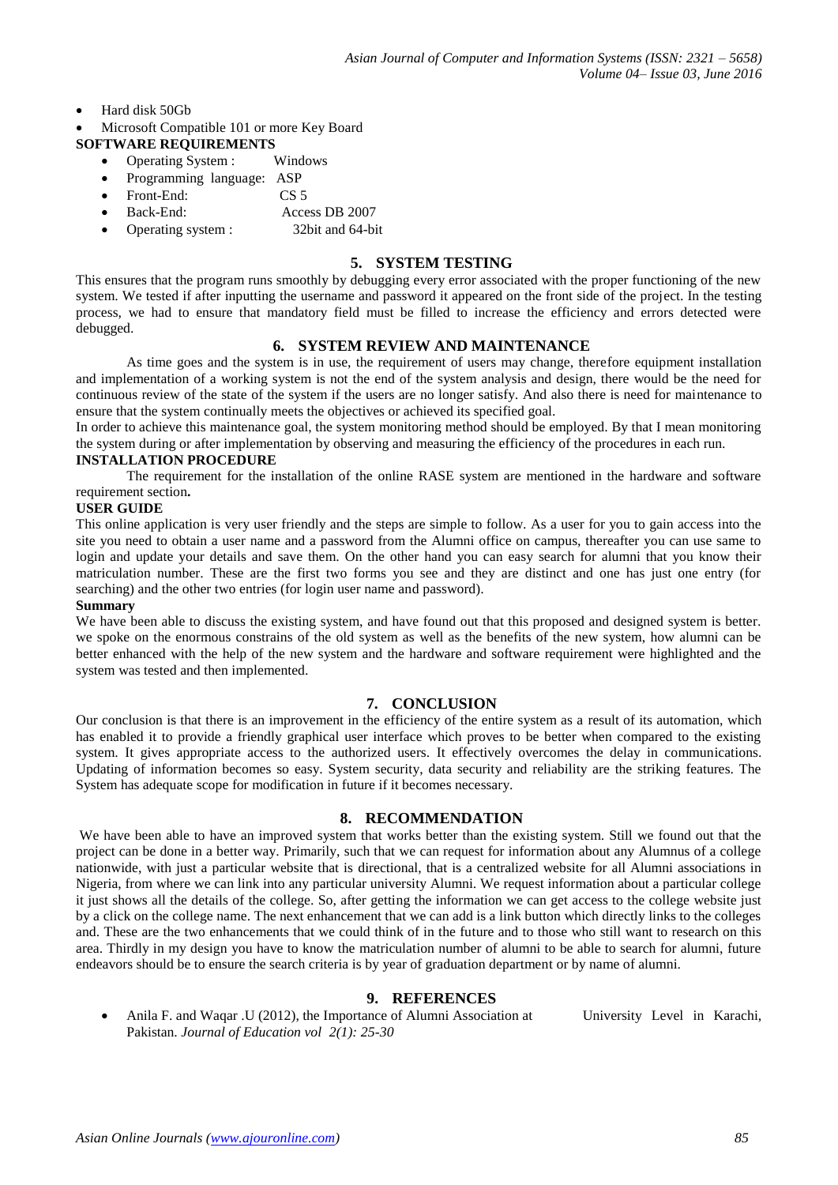- Hard disk 50Gb
- Microsoft Compatible 101 or more Key Board

**SOFTWARE REQUIREMENTS**

- Operating System : Windows
- Programming language: ASP
- Front-End: CS 5
- Back-End: Access DB 2007
- Operating system : 32bit and 64-bit

## 5. SYSTEM TESTING

This ensures that the program runs smoothly by debugging every error associated with the proper functioning of the new system. We tested if after inputting the username and password it appeared on the front side of the project. In the testing process, we had to ensure that mandatory field must be filled to increase the efficiency and errors detected were debugged.

## 6. SYSTEM REVIEW AND MAINTENANCE

As time goes and the system is in use, the requirement of users may change, therefore equipment installation and implementation of a working system is not the end of the system analysis and design, there would be the need for continuous review of the state of the system if the users are no longer satisfy. And also there is need for maintenance to ensure that the system continually meets the objectives or achieved its specified goal.

In order to achieve this maintenance goal, the system monitoring method should be employed. By that I mean monitoring the system during or after implementation by observing and measuring the efficiency of the procedures in each run.

**INSTALLATION PROCEDURE**

The requirement for the installation of the online RASE system are mentioned in the hardware and software requirement section**.**

**USER GUIDE**

This online application is very user friendly and the steps are simple to follow. As a user for you to gain access into the site you need to obtain a user name and a password from the Alumni office on campus, thereafter you can use same to login and update your details and save them. On the other hand you can easy search for alumni that you know their matriculation number. These are the first two forms you see and they are distinct and one has just one entry (for searching) and the other two entries (for login user name and password).

**Summary**

We have been able to discuss the existing system, and have found out that this proposed and designed system is better. we spoke on the enormous constrains of the old system as well as the benefits of the new system, how alumni can be better enhanced with the help of the new system and the hardware and software requirement were highlighted and the system was tested and then implemented.

## 7. CONCLUSION

Our conclusion is that there is an improvement in the efficiency of the entire system as a result of its automation, which has enabled it to provide a friendly graphical user interface which proves to be better when compared to the existing system. It gives appropriate access to the authorized users. It effectively overcomes the delay in communications. Updating of information becomes so easy. System security, data security and reliability are the striking features. The System has adequate scope for modification in future if it becomes necessary.

## 8. RECOMMENDATION

We have been able to have an improved system that works better than the existing system. Still we found out that the project can be done in a better way. Primarily, such that we can request for information about any Alumnus of a college nationwide, with just a particular website that is directional, that is a centralized website for all Alumni associations in Nigeria, from where we can link into any particular university Alumni. We request information about a particular college it just shows all the details of the college. So, after getting the information we can get access to the college website just by a click on the college name. The next enhancement that we can add is a link button which directly links to the colleges and. These are the two enhancements that we could think of in the future and to those who still want to research on this area. Thirdly in my design you have to know the matriculation number of alumni to be able to search for alumni, future endeavors should be to ensure the search criteria is by year of graduation department or by name of alumni.

## 9. REFERENCES

- Anila F. and Waqar .U (2012), the Importance of Alumni Association at University Level in Karachi, Pakistan. *Journal of Education vol 2(1): 25-30*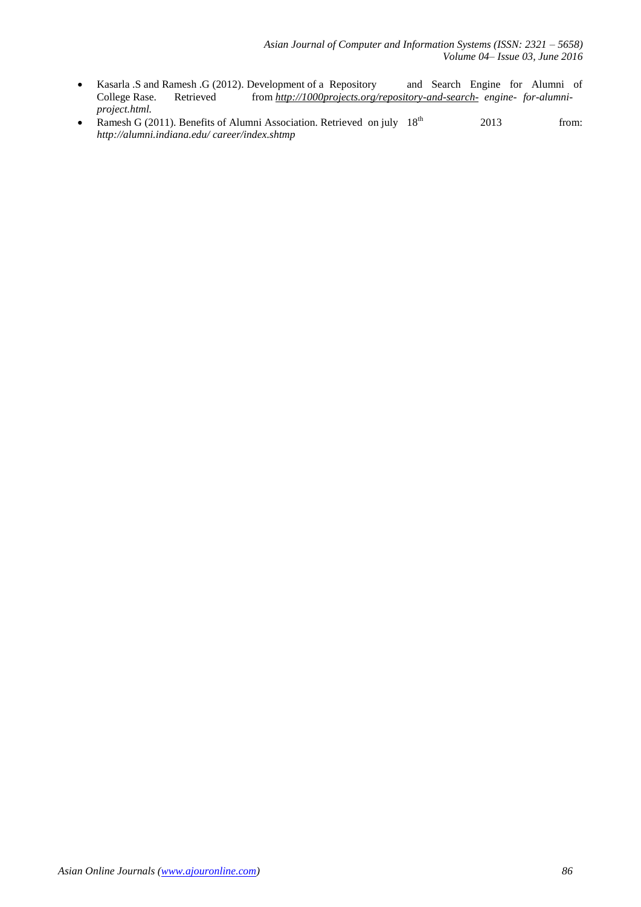- Kasarla .S and Ramesh .G (2012). Development of a Repository and Search Engine for Alumni of College Rase. Retrieved from *http://1000projects.org/repository-and-search- engine- for-alumni-project.html.*
- Ramesh G (2011). Benefits of Alumni Association. Retrieved on july 18th 2013 from: *http://alumni.indiana.edu/ career/index.shtmp*